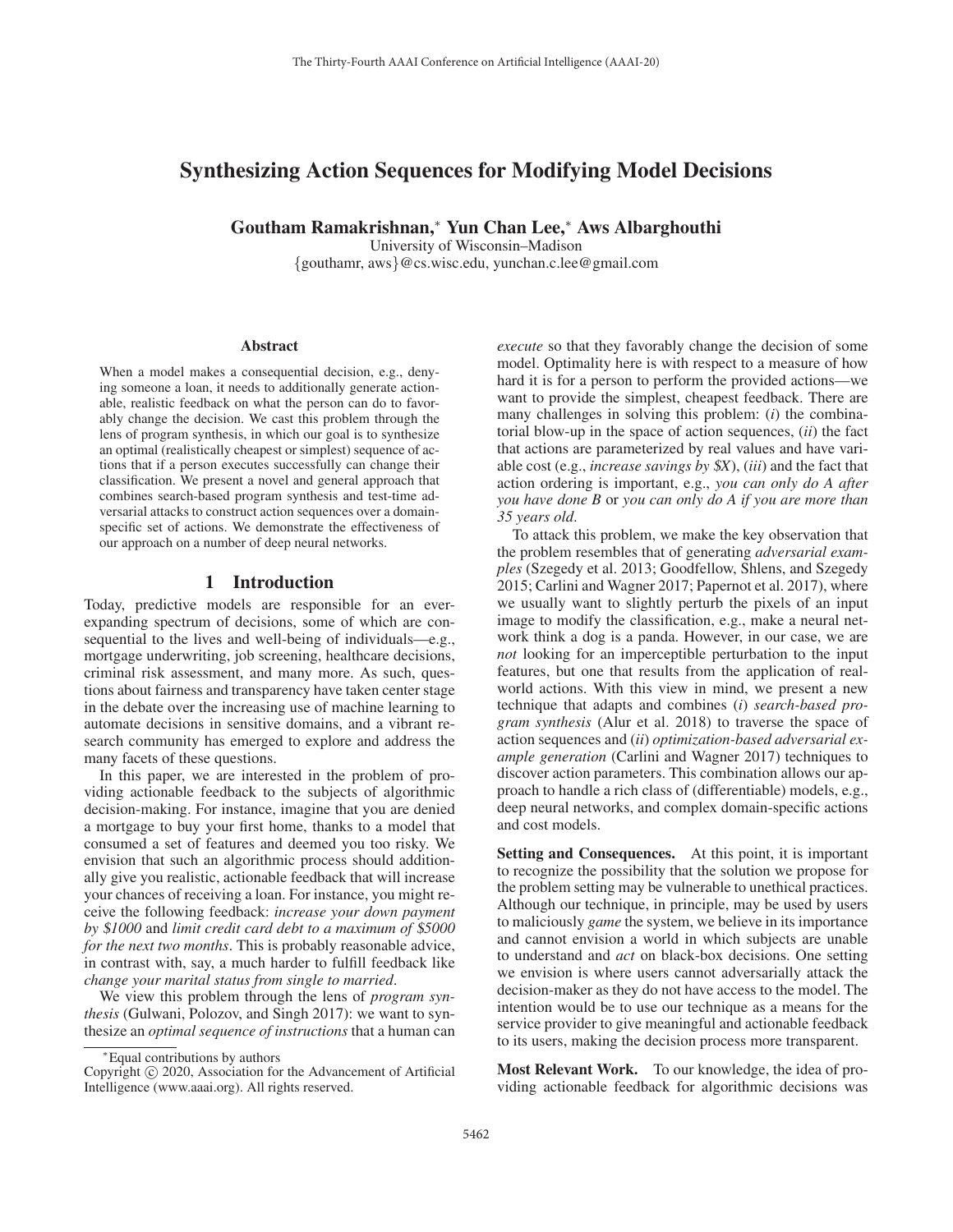# Synthesizing Action Sequences for Modifying Model Decisions

**Goutham Ramakrishnan,[*] Yun Chan Lee,[*] Aws Albarghouthi**

University of Wisconsin–Madison

{gouthamr, aws}@cs.wisc.edu, yunchan.c.lee@gmail.com

### Abstract

When a model makes a consequential decision, e.g., denying someone a loan, it needs to additionally generate actionable, realistic feedback on what the person can do to favorably change the decision. We cast this problem through the lens of program synthesis, in which our goal is to synthesize an optimal (realistically cheapest or simplest) sequence of actions that if a person executes successfully can change their classification. We present a novel and general approach that combines search-based program synthesis and test-time adversarial attacks to construct action sequences over a domain-specific set of actions. We demonstrate the effectiveness of our approach on a number of deep neural networks.

## 1 Introduction

Today, predictive models are responsible for an ever-expanding spectrum of decisions, some of which are consequential to the lives and well-being of individuals—e.g., mortgage underwriting, job screening, healthcare decisions, criminal risk assessment, and many more. As such, questions about fairness and transparency have taken center stage in the debate over the increasing use of machine learning to automate decisions in sensitive domains, and a vibrant research community has emerged to explore and address the many facets of these questions.

In this paper, we are interested in the problem of providing actionable feedback to the subjects of algorithmic decision-making. For instance, imagine that you are denied a mortgage to buy your first home, thanks to a model that consumed a set of features and deemed you too risky. We envision that such an algorithmic process should additionally give you realistic, actionable feedback that will increase your chances of receiving a loan. For instance, you might receive the following feedback: *increase your down payment by $1000* and *limit credit card debt to a maximum of $5000 for the next two months*. This is probably reasonable advice, in contrast with, say, a much harder to fulfill feedback like *change your marital status from single to married*.

We view this problem through the lens of *program synthesis* (Gulwani, Polozov, and Singh 2017): we want to synthesize an *optimal sequence of instructions* that a human can *execute* so that they favorably change the decision of some model. Optimality here is with respect to a measure of how hard it is for a person to perform the provided actions—we want to provide the simplest, cheapest feedback. There are many challenges in solving this problem: (*i*) the combinatorial blow-up in the space of action sequences, (*ii*) the fact that actions are parameterized by real values and have variable cost (e.g., *increase savings by $X*), (*iii*) and the fact that action ordering is important, e.g., *you can only do A after you have done B* or *you can only do A if you are more than 35 years old*.

To attack this problem, we make the key observation that the problem resembles that of generating *adversarial examples* (Szegedy et al. 2013; Goodfellow, Shlens, and Szegedy 2015; Carlini and Wagner 2017; Papernot et al. 2017), where we usually want to slightly perturb the pixels of an input image to modify the classification, e.g., make a neural network think a dog is a panda. However, in our case, we are *not* looking for an imperceptible perturbation to the input features, but one that results from the application of real-world actions. With this view in mind, we present a new technique that adapts and combines (*i*) *search-based program synthesis* (Alur et al. 2018) to traverse the space of action sequences and (*ii*) *optimization-based adversarial example generation* (Carlini and Wagner 2017) techniques to discover action parameters. This combination allows our approach to handle a rich class of (differentiable) models, e.g., deep neural networks, and complex domain-specific actions and cost models.

**Setting and Consequences.** At this point, it is important to recognize the possibility that the solution we propose for the problem setting may be vulnerable to unethical practices. Although our technique, in principle, may be used by users to maliciously *game* the system, we believe in its importance and cannot envision a world in which subjects are unable to understand and *act* on black-box decisions. One setting we envision is where users cannot adversarially attack the decision-maker as they do not have access to the model. The intention would be to use our technique as a means for the service provider to give meaningful and actionable feedback to its users, making the decision process more transparent.

**Most Relevant Work.** To our knowledge, the idea of providing actionable feedback for algorithmic decisions was

[*] Equal contributions by authors

Copyright © 2020, Association for the Advancement of Artificial Intelligence (www.aaai.org). All rights reserved.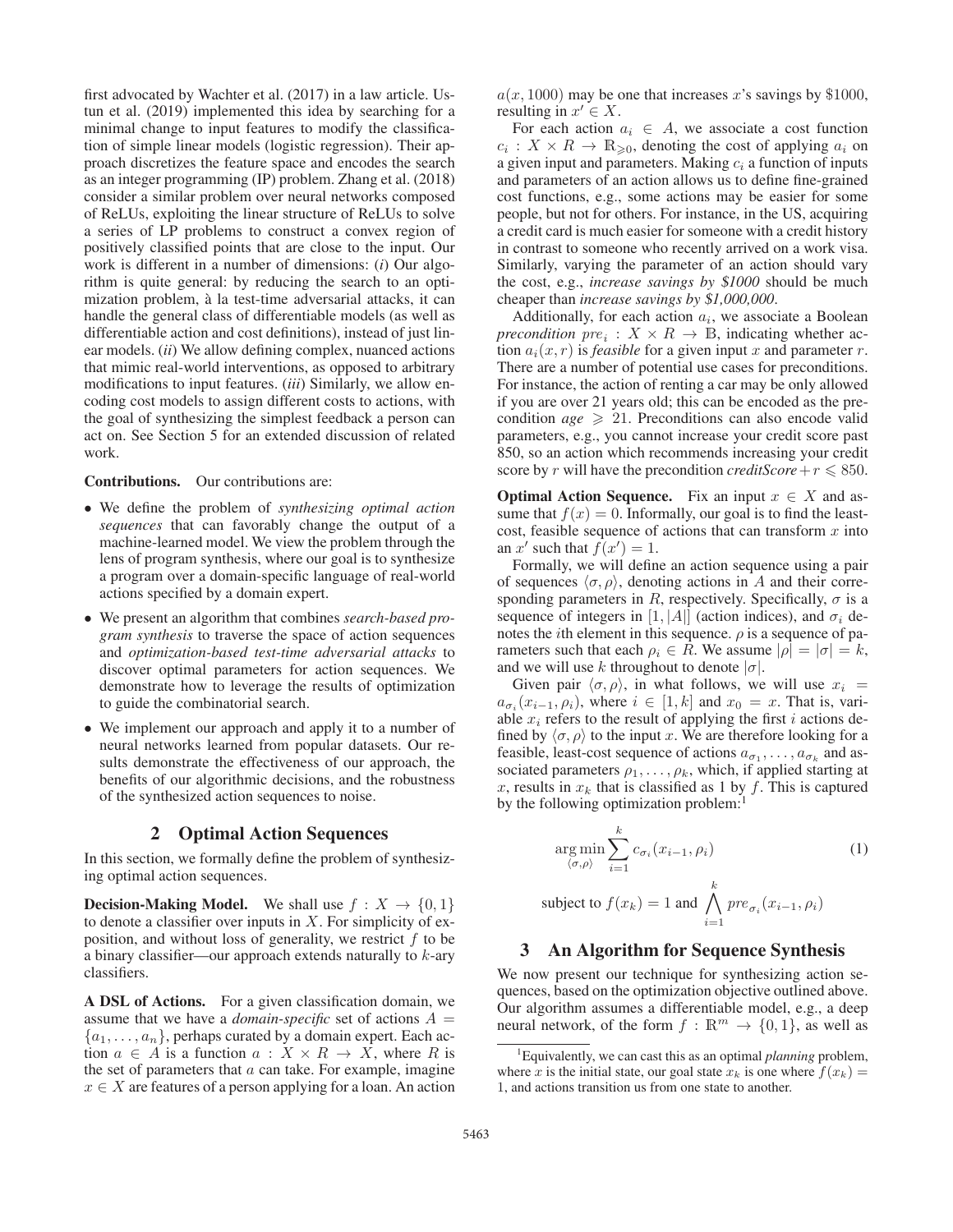first advocated by Wachter et al. (2017) in a law article. Ustun et al. (2019) implemented this idea by searching for a minimal change to input features to modify the classification of simple linear models (logistic regression). Their approach discretizes the feature space and encodes the search as an integer programming (IP) problem. Zhang et al. (2018) consider a similar problem over neural networks composed of ReLUs, exploiting the linear structure of ReLUs to solve a series of LP problems to construct a convex region of positively classified points that are close to the input. Our work is different in a number of dimensions: (*i*) Our algorithm is quite general: by reducing the search to an optimization problem, à la test-time adversarial attacks, it can handle the general class of differentiable models (as well as differentiable action and cost definitions), instead of just linear models. (*ii*) We allow defining complex, nuanced actions that mimic real-world interventions, as opposed to arbitrary modifications to input features. (*iii*) Similarly, we allow encoding cost models to assign different costs to actions, with the goal of synthesizing the simplest feedback a person can act on. See Section 5 for an extended discussion of related work.

**Contributions.** Our contributions are:

- We define the problem of *synthesizing optimal action sequences* that can favorably change the output of a machine-learned model. We view the problem through the lens of program synthesis, where our goal is to synthesize a program over a domain-specific language of real-world actions specified by a domain expert.
- We present an algorithm that combines *search-based program synthesis* to traverse the space of action sequences and *optimization-based test-time adversarial attacks* to discover optimal parameters for action sequences. We demonstrate how to leverage the results of optimization to guide the combinatorial search.
- We implement our approach and apply it to a number of neural networks learned from popular datasets. Our results demonstrate the effectiveness of our approach, the benefits of our algorithmic decisions, and the robustness of the synthesized action sequences to noise.

## 2 Optimal Action Sequences

In this section, we formally define the problem of synthesizing optimal action sequences.

**Decision-Making Model.** We shall use $f : X \to \{0, 1\}$ to denote a classifier over inputs in $X$. For simplicity of exposition, and without loss of generality, we restrict $f$ to be a binary classifier—our approach extends naturally to $k$-ary classifiers.

**A DSL of Actions.** For a given classification domain, we assume that we have a *domain-specific* set of actions $A = \{a_1, \ldots, a_n\}$, perhaps curated by a domain expert. Each action $a \in A$ is a function $a : X \times R \to X$, where $R$ is the set of parameters that $a$ can take. For example, imagine $x \in X$ are features of a person applying for a loan. An action $a(x, 1000)$ may be one that increases $x$'s savings by \$1000, resulting in $x' \in X$.

For each action $a_i \in A$, we associate a cost function $c_i : X \times R \to \mathbb{R}_{\geqslant 0}$, denoting the cost of applying $a_i$ on a given input and parameters. Making $c_i$ a function of inputs and parameters of an action allows us to define fine-grained cost functions, e.g., some actions may be easier for some people, but not for others. For instance, in the US, acquiring a credit card is much easier for someone with a credit history in contrast to someone who recently arrived on a work visa. Similarly, varying the parameter of an action should vary the cost, e.g., *increase savings by \$1000* should be much cheaper than *increase savings by \$1,000,000*.

Additionally, for each action $a_i$, we associate a Boolean *precondition* $pre_i : X \times R \to \mathbb{B}$, indicating whether action $a_i(x, r)$ is *feasible* for a given input $x$ and parameter $r$. There are a number of potential use cases for preconditions. For instance, the action of renting a car may be only allowed if you are over 21 years old; this can be encoded as the precondition $age \geqslant 21$. Preconditions can also encode valid parameters, e.g., you cannot increase your credit score past 850, so an action which recommends increasing your credit score by $r$ will have the precondition $creditScore + r \leqslant 850$.

**Optimal Action Sequence.** Fix an input $x \in X$ and assume that $f(x) = 0$. Informally, our goal is to find the least-cost, feasible sequence of actions that can transform $x$ into an $x'$ such that $f(x') = 1$.

Formally, we will define an action sequence using a pair of sequences $\langle \sigma, \rho \rangle$, denoting actions in $A$ and their corresponding parameters in $R$, respectively. Specifically, $\sigma$ is a sequence of integers in $[1, |A|]$ (action indices), and $\sigma_i$ denotes the $i$th element in this sequence. $\rho$ is a sequence of parameters such that each $\rho_i \in R$. We assume $|\rho| = |\sigma| = k$, and we will use $k$ throughout to denote $|\sigma|$.

Given pair $\langle \sigma, \rho \rangle$, in what follows, we will use $x_i = a_{\sigma_i}(x_{i-1}, \rho_i)$, where $i \in [1, k]$ and $x_0 = x$. That is, variable $x_i$ refers to the result of applying the first $i$ actions defined by $\langle \sigma, \rho \rangle$ to the input $x$. We are therefore looking for a feasible, least-cost sequence of actions $a_{\sigma_1}, \ldots, a_{\sigma_k}$ and associated parameters $\rho_1, \ldots, \rho_k$, which, if applied starting at $x$, results in $x_k$ that is classified as 1 by $f$. This is captured by the following optimization problem:[1]

$$\operatorname*{arg\,min}_{\langle \sigma, \rho \rangle} \sum_{i=1}^{k} c_{\sigma_i}(x_{i-1}, \rho_i) \tag{1}$$

$$\text{subject to } f(x_k) = 1 \text{ and } \bigwedge_{i=1}^{k} pre_{\sigma_i}(x_{i-1}, \rho_i)$$

## 3 An Algorithm for Sequence Synthesis

We now present our technique for synthesizing action sequences, based on the optimization objective outlined above. Our algorithm assumes a differentiable model, e.g., a deep neural network, of the form $f : \mathbb{R}^m \to \{0, 1\}$, as well as

[1] Equivalently, we can cast this as an optimal *planning* problem, where $x$ is the initial state, our goal state $x_k$ is one where $f(x_k) = 1$, and actions transition us from one state to another.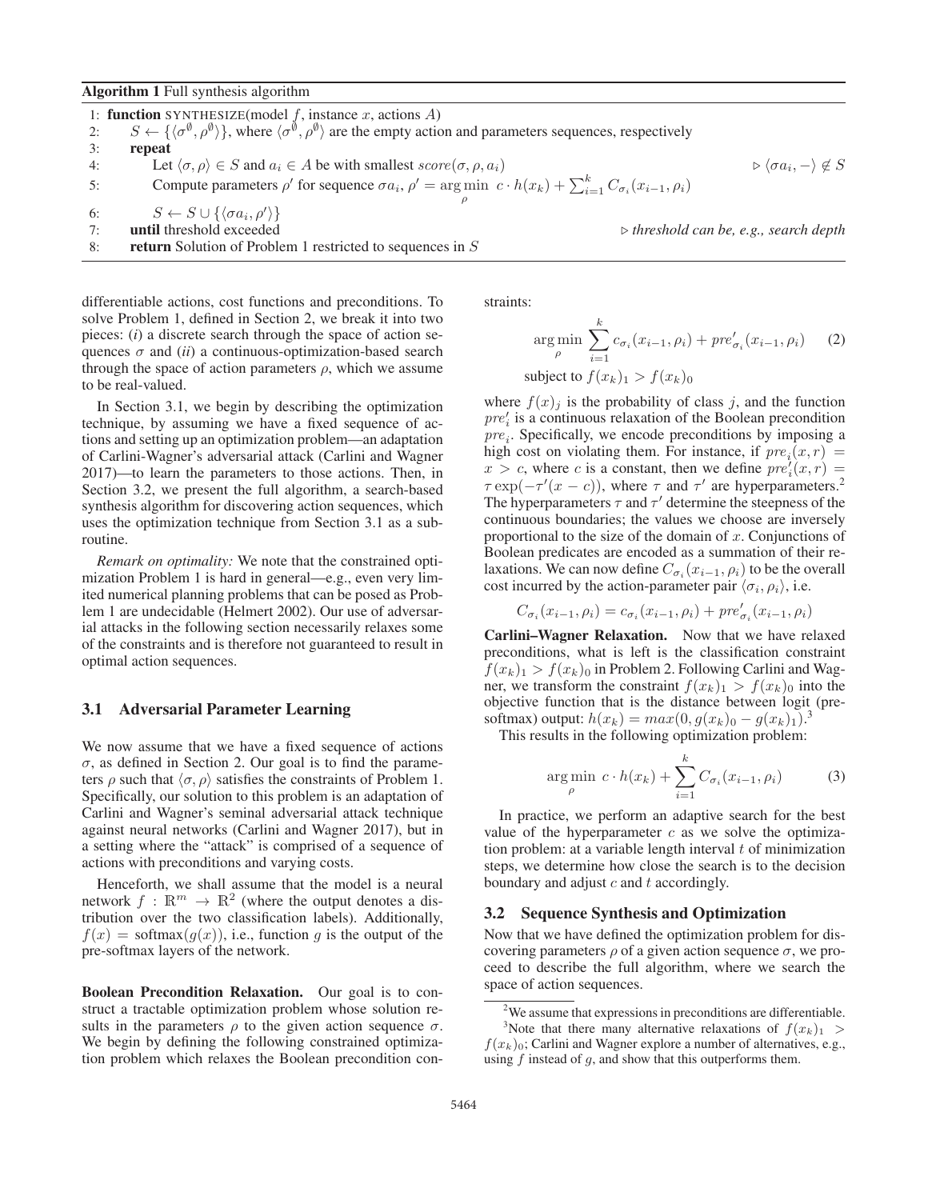**Algorithm 1** Full synthesis algorithm

```
1: function SYNTHESIZE(model f, instance x, actions A)
2:     S ← {⟨σ^∅, ρ^∅⟩}, where ⟨σ^∅, ρ^∅⟩ are the empty action and parameters sequences, respectively
3:     repeat
4:         Let ⟨σ, ρ⟩ ∈ S and a_i ∈ A be with smallest score(σ, ρ, a_i)                ▷ ⟨σa_i, −⟩ ∉ S
5:         Compute parameters ρ' for sequence σa_i, ρ' = argmin_ρ c · h(x_k) + Σ_{i=1}^k C_{σ_i}(x_{i−1}, ρ_i)
6:         S ← S ∪ {⟨σa_i, ρ'⟩}
7:     until threshold exceeded                                                       ▷ threshold can be, e.g., search depth
8:     return Solution of Problem 1 restricted to sequences in S
```

differentiable actions, cost functions and preconditions. To solve Problem 1, defined in Section 2, we break it into two pieces: (*i*) a discrete search through the space of action sequences $\sigma$ and (*ii*) a continuous-optimization-based search through the space of action parameters $\rho$, which we assume to be real-valued.

In Section 3.1, we begin by describing the optimization technique, by assuming we have a fixed sequence of actions and setting up an optimization problem—an adaptation of Carlini-Wagner's adversarial attack (Carlini and Wagner 2017)—to learn the parameters to those actions. Then, in Section 3.2, we present the full algorithm, a search-based synthesis algorithm for discovering action sequences, which uses the optimization technique from Section 3.1 as a subroutine.

*Remark on optimality:* We note that the constrained optimization Problem 1 is hard in general—e.g., even very limited numerical planning problems that can be posed as Problem 1 are undecidable (Helmert 2002). Our use of adversarial attacks in the following section necessarily relaxes some of the constraints and is therefore not guaranteed to result in optimal action sequences.

### 3.1 Adversarial Parameter Learning

We now assume that we have a fixed sequence of actions $\sigma$, as defined in Section 2. Our goal is to find the parameters $\rho$ such that $\langle\sigma, \rho\rangle$ satisfies the constraints of Problem 1. Specifically, our solution to this problem is an adaptation of Carlini and Wagner's seminal adversarial attack technique against neural networks (Carlini and Wagner 2017), but in a setting where the "attack" is comprised of a sequence of actions with preconditions and varying costs.

Henceforth, we shall assume that the model is a neural network $f : \mathbb{R}^m \to \mathbb{R}^2$ (where the output denotes a distribution over the two classification labels). Additionally, $f(x) = \text{softmax}(g(x))$, i.e., function $g$ is the output of the pre-softmax layers of the network.

**Boolean Precondition Relaxation.** Our goal is to construct a tractable optimization problem whose solution results in the parameters $\rho$ to the given action sequence $\sigma$. We begin by defining the following constrained optimization problem which relaxes the Boolean precondition constraints:

$$\arg\min_{\rho} \sum_{i=1}^{k} c_{\sigma_i}(x_{i-1}, \rho_i) + pre'_{\sigma_i}(x_{i-1}, \rho_i) \quad (2)$$
$$\text{subject to } f(x_k)_1 > f(x_k)_0$$

where $f(x)_j$ is the probability of class $j$, and the function $pre'_i$ is a continuous relaxation of the Boolean precondition $pre_i$. Specifically, we encode preconditions by imposing a high cost on violating them. For instance, if $pre_i(x, r) = x > c$, where $c$ is a constant, then we define $pre'_i(x, r) = \tau \exp(-\tau'(x - c))$, where $\tau$ and $\tau'$ are hyperparameters.[2] The hyperparameters $\tau$ and $\tau'$ determine the steepness of the continuous boundaries; the values we choose are inversely proportional to the size of the domain of $x$. Conjunctions of Boolean predicates are encoded as a summation of their relaxations. We can now define $C_{\sigma_i}(x_{i-1}, \rho_i)$ to be the overall cost incurred by the action-parameter pair $\langle\sigma_i, \rho_i\rangle$, i.e.

$$C_{\sigma_i}(x_{i-1}, \rho_i) = c_{\sigma_i}(x_{i-1}, \rho_i) + pre'_{\sigma_i}(x_{i-1}, \rho_i)$$

**Carlini–Wagner Relaxation.** Now that we have relaxed preconditions, what is left is the classification constraint $f(x_k)_1 > f(x_k)_0$ in Problem 2. Following Carlini and Wagner, we transform the constraint $f(x_k)_1 > f(x_k)_0$ into the objective function that is the distance between logit (pre-softmax) output: $h(x_k) = max(0, g(x_k)_0 - g(x_k)_1)$.[3]

This results in the following optimization problem:

$$\arg\min_{\rho} \; c \cdot h(x_k) + \sum_{i=1}^{k} C_{\sigma_i}(x_{i-1}, \rho_i) \quad (3)$$

In practice, we perform an adaptive search for the best value of the hyperparameter $c$ as we solve the optimization problem: at a variable length interval $t$ of minimization steps, we determine how close the search is to the decision boundary and adjust $c$ and $t$ accordingly.

### 3.2 Sequence Synthesis and Optimization

Now that we have defined the optimization problem for discovering parameters $\rho$ of a given action sequence $\sigma$, we proceed to describe the full algorithm, where we search the space of action sequences.

[2] We assume that expressions in preconditions are differentiable.

[3] Note that there many alternative relaxations of $f(x_k)_1 > f(x_k)_0$; Carlini and Wagner explore a number of alternatives, e.g., using $f$ instead of $g$, and show that this outperforms them.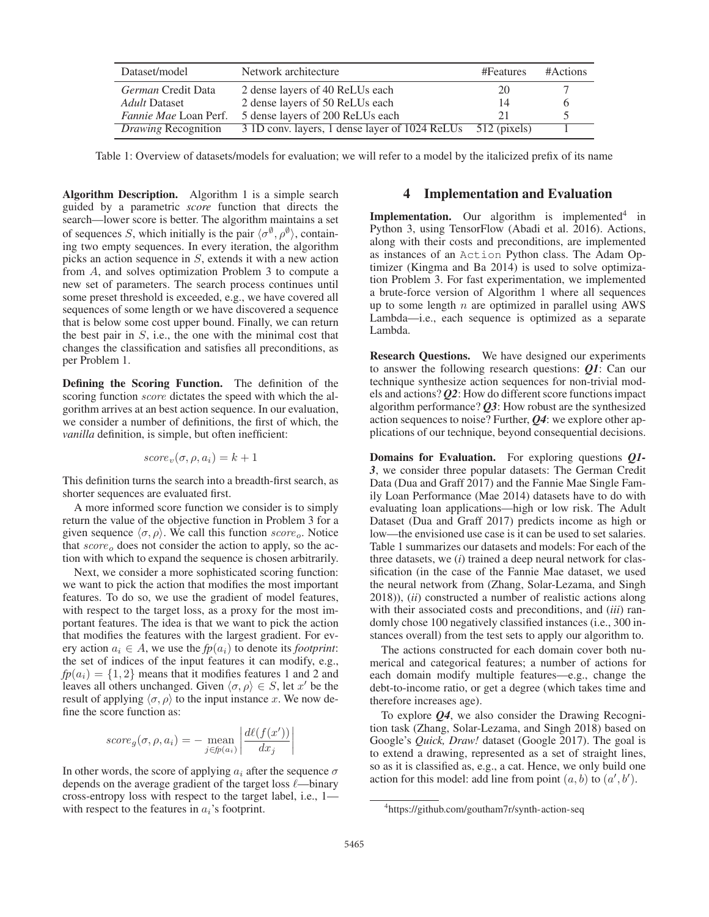| Dataset/model | Network architecture | #Features | #Actions |
|---|---|---|---|
| *German* Credit Data | 2 dense layers of 40 ReLUs each | 20 | 7 |
| *Adult* Dataset | 2 dense layers of 50 ReLUs each | 14 | 6 |
| *Fannie Mae* Loan Perf. | 5 dense layers of 200 ReLUs each | 21 | 5 |
| *Drawing* Recognition | 3 1D conv. layers, 1 dense layer of 1024 ReLUs | 512 (pixels) | 1 |

Table 1: Overview of datasets/models for evaluation; we will refer to a model by the italicized prefix of its name

**Algorithm Description.** Algorithm 1 is a simple search guided by a parametric *score* function that directs the search—lower score is better. The algorithm maintains a set of sequences $S$, which initially is the pair $\langle \sigma^{\emptyset}, \rho^{\emptyset} \rangle$, containing two empty sequences. In every iteration, the algorithm picks an action sequence in $S$, extends it with a new action from $A$, and solves optimization Problem 3 to compute a new set of parameters. The search process continues until some preset threshold is exceeded, e.g., we have covered all sequences of some length or we have discovered a sequence that is below some cost upper bound. Finally, we can return the best pair in $S$, i.e., the one with the minimal cost that changes the classification and satisfies all preconditions, as per Problem 1.

**Defining the Scoring Function.** The definition of the scoring function *score* dictates the speed with which the algorithm arrives at an best action sequence. In our evaluation, we consider a number of definitions, the first of which, the *vanilla* definition, is simple, but often inefficient:

$$score_v(\sigma, \rho, a_i) = k + 1$$

This definition turns the search into a breadth-first search, as shorter sequences are evaluated first.

A more informed score function we consider is to simply return the value of the objective function in Problem 3 for a given sequence $\langle \sigma, \rho \rangle$. We call this function $score_o$. Notice that $score_o$ does not consider the action to apply, so the action with which to expand the sequence is chosen arbitrarily.

Next, we consider a more sophisticated scoring function: we want to pick the action that modifies the most important features. To do so, we use the gradient of model features, with respect to the target loss, as a proxy for the most important features. The idea is that we want to pick the action that modifies the features with the largest gradient. For every action $a_i \in A$, we use the $fp(a_i)$ to denote its *footprint*: the set of indices of the input features it can modify, e.g., $fp(a_i) = \{1, 2\}$ means that it modifies features 1 and 2 and leaves all others unchanged. Given $\langle \sigma, \rho \rangle \in S$, let $x'$ be the result of applying $\langle \sigma, \rho \rangle$ to the input instance $x$. We now define the score function as:

$$score_g(\sigma, \rho, a_i) = - \operatorname*{mean}_{j \in fp(a_i)} \left| \frac{d\ell(f(x'))}{dx_j} \right|$$

In other words, the score of applying $a_i$ after the sequence $\sigma$ depends on the average gradient of the target loss $\ell$—binary cross-entropy loss with respect to the target label, i.e., 1—with respect to the features in $a_i$'s footprint.

## 4 Implementation and Evaluation

**Implementation.** Our algorithm is implemented[4] in Python 3, using TensorFlow (Abadi et al. 2016). Actions, along with their costs and preconditions, are implemented as instances of an `Action` Python class. The Adam Optimizer (Kingma and Ba 2014) is used to solve optimization Problem 3. For fast experimentation, we implemented a brute-force version of Algorithm 1 where all sequences up to some length $n$ are optimized in parallel using AWS Lambda—i.e., each sequence is optimized as a separate Lambda.

**Research Questions.** We have designed our experiments to answer the following research questions: ***Q1***: Can our technique synthesize action sequences for non-trivial models and actions? ***Q2***: How do different score functions impact algorithm performance? ***Q3***: How robust are the synthesized action sequences to noise? Further, ***Q4***: we explore other applications of our technique, beyond consequential decisions.

**Domains for Evaluation.** For exploring questions ***Q1-3***, we consider three popular datasets: The German Credit Data (Dua and Graff 2017) and the Fannie Mae Single Family Loan Performance (Mae 2014) datasets have to do with evaluating loan applications—high or low risk. The Adult Dataset (Dua and Graff 2017) predicts income as high or low—the envisioned use case is it can be used to set salaries. Table 1 summarizes our datasets and models: For each of the three datasets, we (*i*) trained a deep neural network for classification (in the case of the Fannie Mae dataset, we used the neural network from (Zhang, Solar-Lezama, and Singh 2018)), (*ii*) constructed a number of realistic actions along with their associated costs and preconditions, and (*iii*) randomly chose 100 negatively classified instances (i.e., 300 instances overall) from the test sets to apply our algorithm to.

The actions constructed for each domain cover both numerical and categorical features; a number of actions for each domain modify multiple features—e.g., change the debt-to-income ratio, or get a degree (which takes time and therefore increases age).

To explore ***Q4***, we also consider the Drawing Recognition task (Zhang, Solar-Lezama, and Singh 2018) based on Google's *Quick, Draw!* dataset (Google 2017). The goal is to extend a drawing, represented as a set of straight lines, so as it is classified as, e.g., a cat. Hence, we only build one action for this model: add line from point $(a, b)$ to $(a', b')$.

[4] https://github.com/goutham7r/synth-action-seq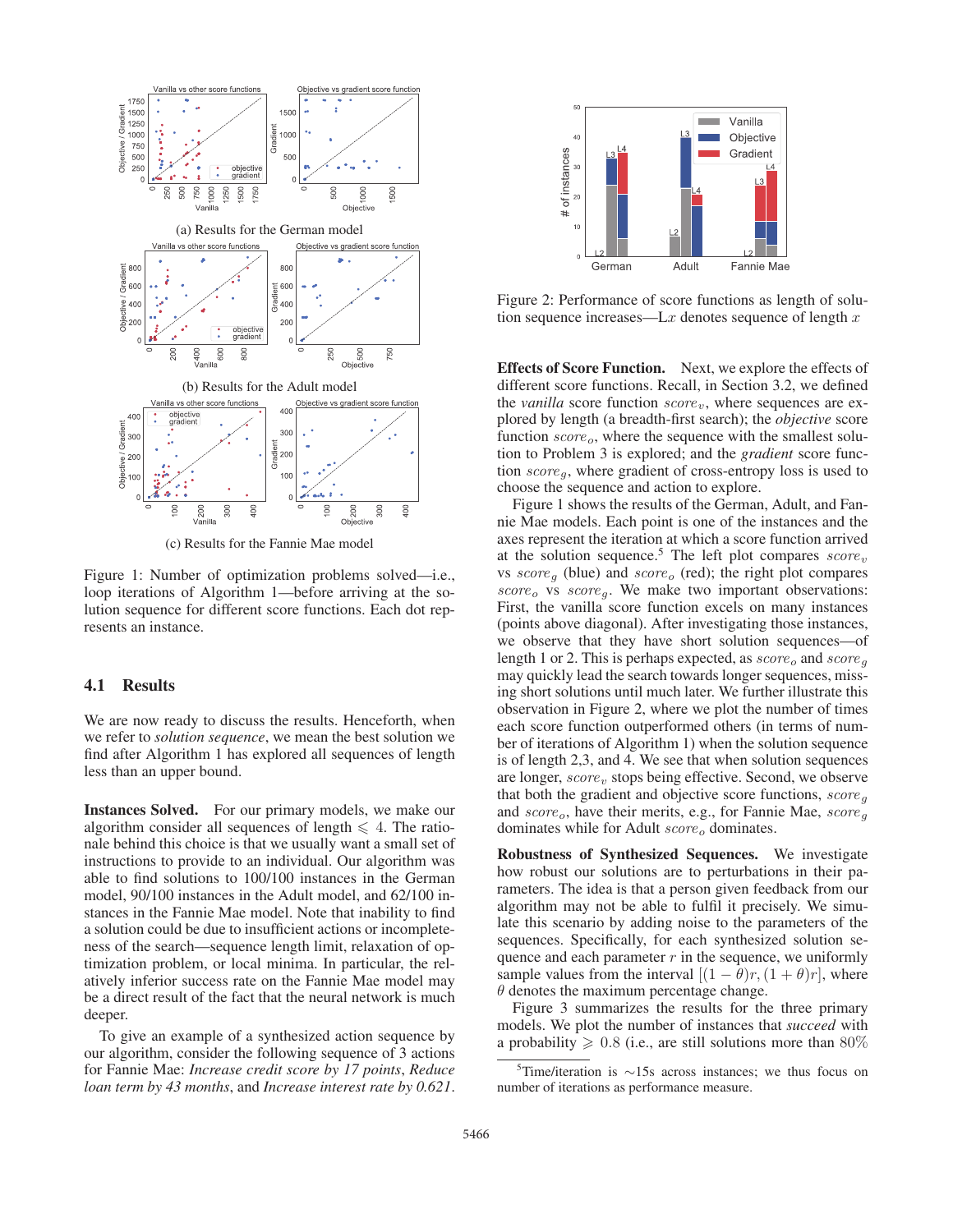(a) Results for the German model

(b) Results for the Adult model

(c) Results for the Fannie Mae model

Figure 1: Number of optimization problems solved—i.e., loop iterations of Algorithm 1—before arriving at the solution sequence for different score functions. Each dot represents an instance.

Figure 2: Performance of score functions as length of solution sequence increases—L$x$ denotes sequence of length $x$

### 4.1 Results

We are now ready to discuss the results. Henceforth, when we refer to *solution sequence*, we mean the best solution we find after Algorithm 1 has explored all sequences of length less than an upper bound.

**Instances Solved.** For our primary models, we make our algorithm consider all sequences of length $\leqslant 4$. The rationale behind this choice is that we usually want a small set of instructions to provide to an individual. Our algorithm was able to find solutions to 100/100 instances in the German model, 90/100 instances in the Adult model, and 62/100 instances in the Fannie Mae model. Note that inability to find a solution could be due to insufficient actions or incompleteness of the search—sequence length limit, relaxation of optimization problem, or local minima. In particular, the relatively inferior success rate on the Fannie Mae model may be a direct result of the fact that the neural network is much deeper.

To give an example of a synthesized action sequence by our algorithm, consider the following sequence of 3 actions for Fannie Mae: *Increase credit score by 17 points*, *Reduce loan term by 43 months*, and *Increase interest rate by 0.621*.

**Effects of Score Function.** Next, we explore the effects of different score functions. Recall, in Section 3.2, we defined the *vanilla* score function $score_v$, where sequences are explored by length (a breadth-first search); the *objective* score function $score_o$, where the sequence with the smallest solution to Problem 3 is explored; and the *gradient* score function $score_g$, where gradient of cross-entropy loss is used to choose the sequence and action to explore.

Figure 1 shows the results of the German, Adult, and Fannie Mae models. Each point is one of the instances and the axes represent the iteration at which a score function arrived at the solution sequence.[5] The left plot compares $score_v$ vs $score_g$ (blue) and $score_o$ (red); the right plot compares $score_o$ vs $score_g$. We make two important observations: First, the vanilla score function excels on many instances (points above diagonal). After investigating those instances, we observe that they have short solution sequences—of length 1 or 2. This is perhaps expected, as $score_o$ and $score_g$ may quickly lead the search towards longer sequences, missing short solutions until much later. We further illustrate this observation in Figure 2, where we plot the number of times each score function outperformed others (in terms of number of iterations of Algorithm 1) when the solution sequence is of length 2,3, and 4. We see that when solution sequences are longer, $score_v$ stops being effective. Second, we observe that both the gradient and objective score functions, $score_g$ and $score_o$, have their merits, e.g., for Fannie Mae, $score_g$ dominates while for Adult $score_o$ dominates.

**Robustness of Synthesized Sequences.** We investigate how robust our solutions are to perturbations in their parameters. The idea is that a person given feedback from our algorithm may not be able to fulfil it precisely. We simulate this scenario by adding noise to the parameters of the sequences. Specifically, for each synthesized solution sequence and each parameter $r$ in the sequence, we uniformly sample values from the interval $[(1-\theta)r, (1+\theta)r]$, where $\theta$ denotes the maximum percentage change.

Figure 3 summarizes the results for the three primary models. We plot the number of instances that *succeed* with a probability $\geqslant 0.8$ (i.e., are still solutions more than 80%

[5] Time/iteration is ~15s across instances; we thus focus on number of iterations as performance measure.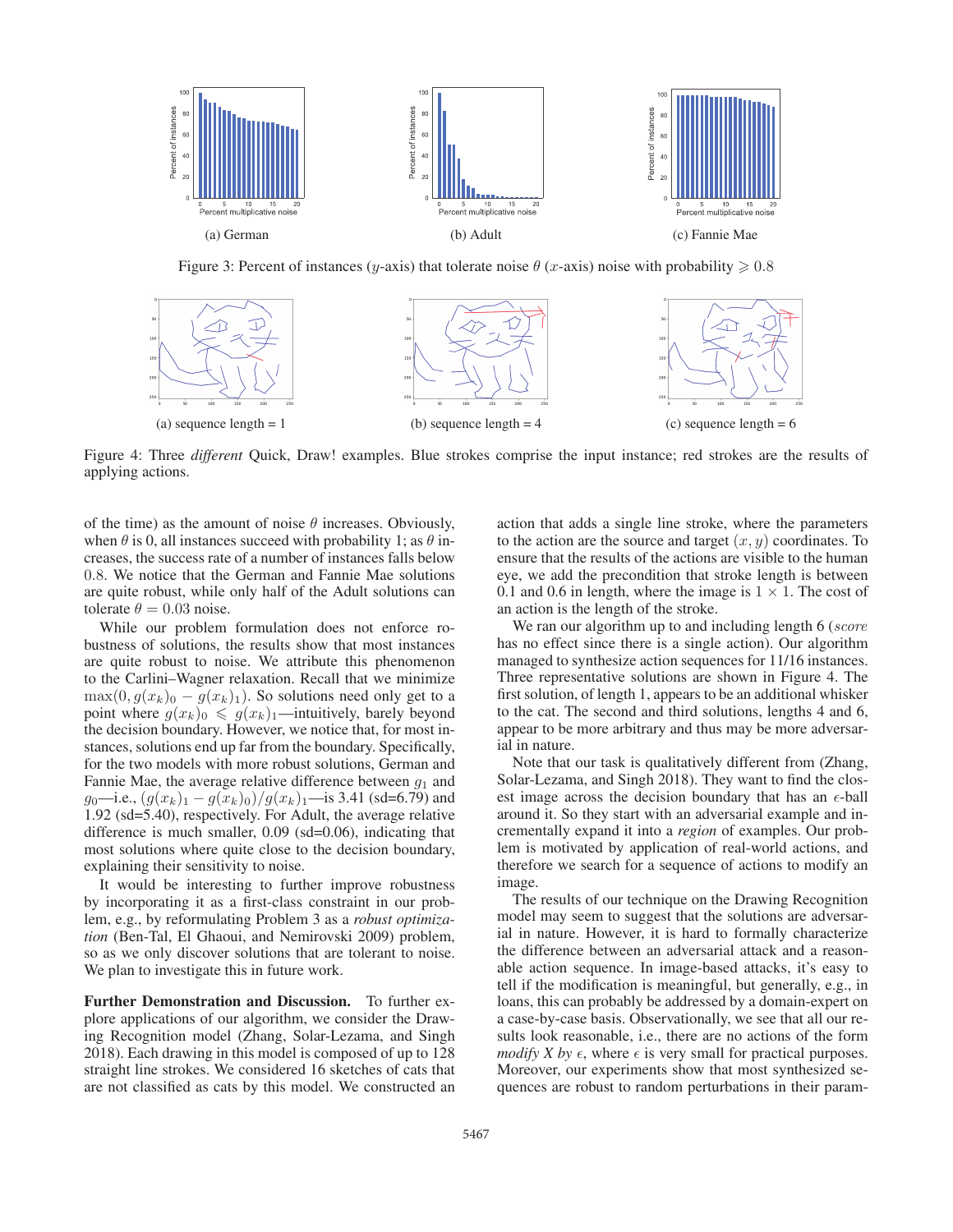(a) German

(b) Adult

(c) Fannie Mae

Figure 3: Percent of instances ($y$-axis) that tolerate noise $\theta$ ($x$-axis) noise with probability $\geqslant 0.8$

(a) sequence length = 1

(b) sequence length = 4

(c) sequence length = 6

Figure 4: Three *different* Quick, Draw! examples. Blue strokes comprise the input instance; red strokes are the results of applying actions.

of the time) as the amount of noise $\theta$ increases. Obviously, when $\theta$ is 0, all instances succeed with probability 1; as $\theta$ increases, the success rate of a number of instances falls below 0.8. We notice that the German and Fannie Mae solutions are quite robust, while only half of the Adult solutions can tolerate $\theta = 0.03$ noise.

While our problem formulation does not enforce robustness of solutions, the results show that most instances are quite robust to noise. We attribute this phenomenon to the Carlini–Wagner relaxation. Recall that we minimize $\max(0, g(x_k)_0 - g(x_k)_1)$. So solutions need only get to a point where $g(x_k)_0 \leqslant g(x_k)_1$—intuitively, barely beyond the decision boundary. However, we notice that, for most instances, solutions end up far from the boundary. Specifically, for the two models with more robust solutions, German and Fannie Mae, the average relative difference between $g_1$ and $g_0$—i.e., $(g(x_k)_1 - g(x_k)_0)/g(x_k)_1$—is 3.41 (sd=6.79) and 1.92 (sd=5.40), respectively. For Adult, the average relative difference is much smaller, 0.09 (sd=0.06), indicating that most solutions where quite close to the decision boundary, explaining their sensitivity to noise.

It would be interesting to further improve robustness by incorporating it as a first-class constraint in our problem, e.g., by reformulating Problem 3 as a *robust optimization* (Ben-Tal, El Ghaoui, and Nemirovski 2009) problem, so as we only discover solutions that are tolerant to noise. We plan to investigate this in future work.

**Further Demonstration and Discussion.** To further explore applications of our algorithm, we consider the Drawing Recognition model (Zhang, Solar-Lezama, and Singh 2018). Each drawing in this model is composed of up to 128 straight line strokes. We considered 16 sketches of cats that are not classified as cats by this model. We constructed an action that adds a single line stroke, where the parameters to the action are the source and target $(x, y)$ coordinates. To ensure that the results of the actions are visible to the human eye, we add the precondition that stroke length is between 0.1 and 0.6 in length, where the image is $1 \times 1$. The cost of an action is the length of the stroke.

We ran our algorithm up to and including length 6 (*score* has no effect since there is a single action). Our algorithm managed to synthesize action sequences for 11/16 instances. Three representative solutions are shown in Figure 4. The first solution, of length 1, appears to be an additional whisker to the cat. The second and third solutions, lengths 4 and 6, appear to be more arbitrary and thus may be more adversarial in nature.

Note that our task is qualitatively different from (Zhang, Solar-Lezama, and Singh 2018). They want to find the closest image across the decision boundary that has an $\epsilon$-ball around it. So they start with an adversarial example and incrementally expand it into a *region* of examples. Our problem is motivated by application of real-world actions, and therefore we search for a sequence of actions to modify an image.

The results of our technique on the Drawing Recognition model may seem to suggest that the solutions are adversarial in nature. However, it is hard to formally characterize the difference between an adversarial attack and a reasonable action sequence. In image-based attacks, it's easy to tell if the modification is meaningful, but generally, e.g., in loans, this can probably be addressed by a domain-expert on a case-by-case basis. Observationally, we see that all our results look reasonable, i.e., there are no actions of the form *modify X by* $\epsilon$, where $\epsilon$ is very small for practical purposes. Moreover, our experiments show that most synthesized sequences are robust to random perturbations in their param-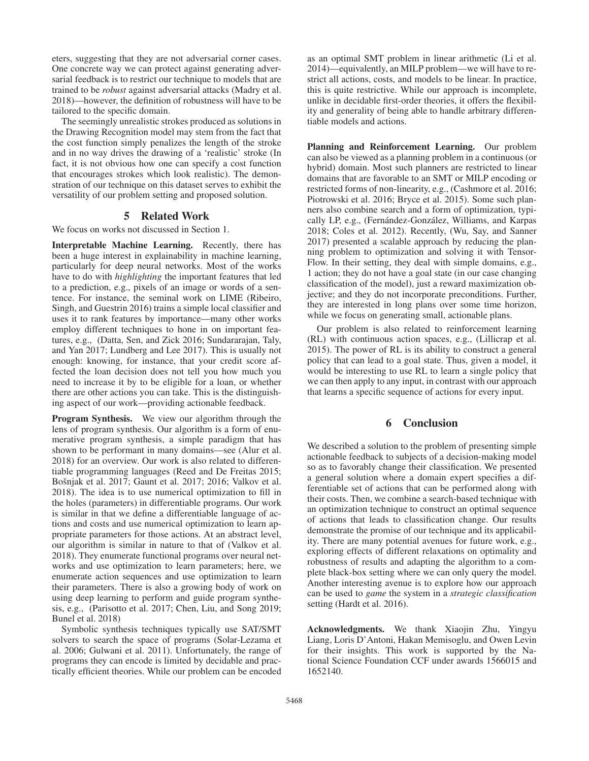eters, suggesting that they are not adversarial corner cases. One concrete way we can protect against generating adversarial feedback is to restrict our technique to models that are trained to be *robust* against adversarial attacks (Madry et al. 2018)—however, the definition of robustness will have to be tailored to the specific domain.

The seemingly unrealistic strokes produced as solutions in the Drawing Recognition model may stem from the fact that the cost function simply penalizes the length of the stroke and in no way drives the drawing of a 'realistic' stroke (In fact, it is not obvious how one can specify a cost function that encourages strokes which look realistic). The demonstration of our technique on this dataset serves to exhibit the versatility of our problem setting and proposed solution.

## 5 Related Work

We focus on works not discussed in Section 1.

**Interpretable Machine Learning.** Recently, there has been a huge interest in explainability in machine learning, particularly for deep neural networks. Most of the works have to do with *highlighting* the important features that led to a prediction, e.g., pixels of an image or words of a sentence. For instance, the seminal work on LIME (Ribeiro, Singh, and Guestrin 2016) trains a simple local classifier and uses it to rank features by importance—many other works employ different techniques to hone in on important features, e.g., (Datta, Sen, and Zick 2016; Sundararajan, Taly, and Yan 2017; Lundberg and Lee 2017). This is usually not enough: knowing, for instance, that your credit score affected the loan decision does not tell you how much you need to increase it by to be eligible for a loan, or whether there are other actions you can take. This is the distinguishing aspect of our work—providing actionable feedback.

**Program Synthesis.** We view our algorithm through the lens of program synthesis. Our algorithm is a form of enumerative program synthesis, a simple paradigm that has shown to be performant in many domains—see (Alur et al. 2018) for an overview. Our work is also related to differentiable programming languages (Reed and De Freitas 2015; Bošnjak et al. 2017; Gaunt et al. 2017; 2016; Valkov et al. 2018). The idea is to use numerical optimization to fill in the holes (parameters) in differentiable programs. Our work is similar in that we define a differentiable language of actions and costs and use numerical optimization to learn appropriate parameters for those actions. At an abstract level, our algorithm is similar in nature to that of (Valkov et al. 2018). They enumerate functional programs over neural networks and use optimization to learn parameters; here, we enumerate action sequences and use optimization to learn their parameters. There is also a growing body of work on using deep learning to perform and guide program synthesis, e.g., (Parisotto et al. 2017; Chen, Liu, and Song 2019; Bunel et al. 2018)

Symbolic synthesis techniques typically use SAT/SMT solvers to search the space of programs (Solar-Lezama et al. 2006; Gulwani et al. 2011). Unfortunately, the range of programs they can encode is limited by decidable and practically efficient theories. While our problem can be encoded as an optimal SMT problem in linear arithmetic (Li et al. 2014)—equivalently, an MILP problem—we will have to restrict all actions, costs, and models to be linear. In practice, this is quite restrictive. While our approach is incomplete, unlike in decidable first-order theories, it offers the flexibility and generality of being able to handle arbitrary differentiable models and actions.

**Planning and Reinforcement Learning.** Our problem can also be viewed as a planning problem in a continuous (or hybrid) domain. Most such planners are restricted to linear domains that are favorable to an SMT or MILP encoding or restricted forms of non-linearity, e.g., (Cashmore et al. 2016; Piotrowski et al. 2016; Bryce et al. 2015). Some such planners also combine search and a form of optimization, typically LP, e.g., (Fernández-González, Williams, and Karpas 2018; Coles et al. 2012). Recently, (Wu, Say, and Sanner 2017) presented a scalable approach by reducing the planning problem to optimization and solving it with TensorFlow. In their setting, they deal with simple domains, e.g., 1 action; they do not have a goal state (in our case changing classification of the model), just a reward maximization objective; and they do not incorporate preconditions. Further, they are interested in long plans over some time horizon, while we focus on generating small, actionable plans.

Our problem is also related to reinforcement learning (RL) with continuous action spaces, e.g., (Lillicrap et al. 2015). The power of RL is its ability to construct a general policy that can lead to a goal state. Thus, given a model, it would be interesting to use RL to learn a single policy that we can then apply to any input, in contrast with our approach that learns a specific sequence of actions for every input.

## 6 Conclusion

We described a solution to the problem of presenting simple actionable feedback to subjects of a decision-making model so as to favorably change their classification. We presented a general solution where a domain expert specifies a differentiable set of actions that can be performed along with their costs. Then, we combine a search-based technique with an optimization technique to construct an optimal sequence of actions that leads to classification change. Our results demonstrate the promise of our technique and its applicability. There are many potential avenues for future work, e.g., exploring effects of different relaxations on optimality and robustness of results and adapting the algorithm to a complete black-box setting where we can only query the model. Another interesting avenue is to explore how our approach can be used to *game* the system in a *strategic classification* setting (Hardt et al. 2016).

**Acknowledgments.** We thank Xiaojin Zhu, Yingyu Liang, Loris D'Antoni, Hakan Memisoglu, and Owen Levin for their insights. This work is supported by the National Science Foundation CCF under awards 1566015 and 1652140.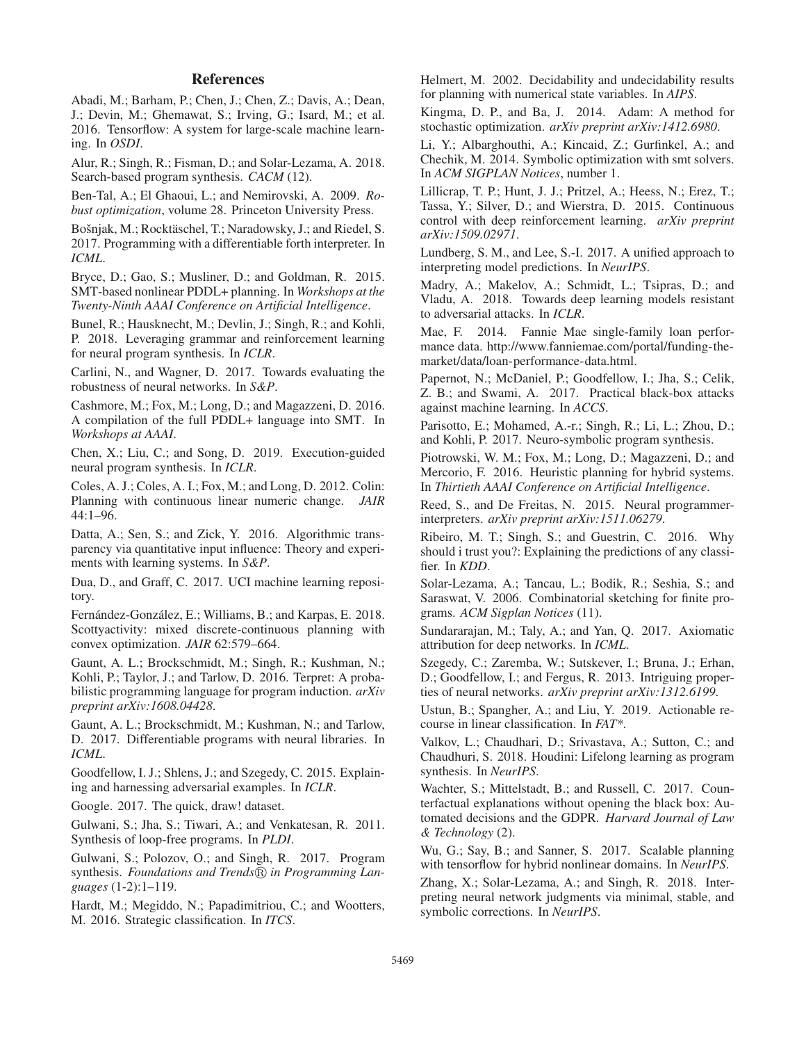## References

Abadi, M.; Barham, P.; Chen, J.; Chen, Z.; Davis, A.; Dean, J.; Devin, M.; Ghemawat, S.; Irving, G.; Isard, M.; et al. 2016. Tensorflow: A system for large-scale machine learning. In *OSDI*.

Alur, R.; Singh, R.; Fisman, D.; and Solar-Lezama, A. 2018. Search-based program synthesis. *CACM* (12).

Ben-Tal, A.; El Ghaoui, L.; and Nemirovski, A. 2009. *Robust optimization*, volume 28. Princeton University Press.

Bošnjak, M.; Rocktäschel, T.; Naradowsky, J.; and Riedel, S. 2017. Programming with a differentiable forth interpreter. In *ICML*.

Bryce, D.; Gao, S.; Musliner, D.; and Goldman, R. 2015. SMT-based nonlinear PDDL+ planning. In *Workshops at the Twenty-Ninth AAAI Conference on Artificial Intelligence*.

Bunel, R.; Hausknecht, M.; Devlin, J.; Singh, R.; and Kohli, P. 2018. Leveraging grammar and reinforcement learning for neural program synthesis. In *ICLR*.

Carlini, N., and Wagner, D. 2017. Towards evaluating the robustness of neural networks. In *S&P*.

Cashmore, M.; Fox, M.; Long, D.; and Magazzeni, D. 2016. A compilation of the full PDDL+ language into SMT. In *Workshops at AAAI*.

Chen, X.; Liu, C.; and Song, D. 2019. Execution-guided neural program synthesis. In *ICLR*.

Coles, A. J.; Coles, A. I.; Fox, M.; and Long, D. 2012. Colin: Planning with continuous linear numeric change. *JAIR* 44:1–96.

Datta, A.; Sen, S.; and Zick, Y. 2016. Algorithmic transparency via quantitative input influence: Theory and experiments with learning systems. In *S&P*.

Dua, D., and Graff, C. 2017. UCI machine learning repository.

Fernández-González, E.; Williams, B.; and Karpas, E. 2018. Scottyactivity: mixed discrete-continuous planning with convex optimization. *JAIR* 62:579–664.

Gaunt, A. L.; Brockschmidt, M.; Singh, R.; Kushman, N.; Kohli, P.; Taylor, J.; and Tarlow, D. 2016. Terpret: A probabilistic programming language for program induction. *arXiv preprint arXiv:1608.04428*.

Gaunt, A. L.; Brockschmidt, M.; Kushman, N.; and Tarlow, D. 2017. Differentiable programs with neural libraries. In *ICML*.

Goodfellow, I. J.; Shlens, J.; and Szegedy, C. 2015. Explaining and harnessing adversarial examples. In *ICLR*.

Google. 2017. The quick, draw! dataset.

Gulwani, S.; Jha, S.; Tiwari, A.; and Venkatesan, R. 2011. Synthesis of loop-free programs. In *PLDI*.

Gulwani, S.; Polozov, O.; and Singh, R. 2017. Program synthesis. *Foundations and Trends® in Programming Languages* (1-2):1–119.

Hardt, M.; Megiddo, N.; Papadimitriou, C.; and Wootters, M. 2016. Strategic classification. In *ITCS*.

Helmert, M. 2002. Decidability and undecidability results for planning with numerical state variables. In *AIPS*.

Kingma, D. P., and Ba, J. 2014. Adam: A method for stochastic optimization. *arXiv preprint arXiv:1412.6980*.

Li, Y.; Albarghouthi, A.; Kincaid, Z.; Gurfinkel, A.; and Chechik, M. 2014. Symbolic optimization with smt solvers. In *ACM SIGPLAN Notices*, number 1.

Lillicrap, T. P.; Hunt, J. J.; Pritzel, A.; Heess, N.; Erez, T.; Tassa, Y.; Silver, D.; and Wierstra, D. 2015. Continuous control with deep reinforcement learning. *arXiv preprint arXiv:1509.02971*.

Lundberg, S. M., and Lee, S.-I. 2017. A unified approach to interpreting model predictions. In *NeurIPS*.

Madry, A.; Makelov, A.; Schmidt, L.; Tsipras, D.; and Vladu, A. 2018. Towards deep learning models resistant to adversarial attacks. In *ICLR*.

Mae, F. 2014. Fannie Mae single-family loan performance data. http://www.fanniemae.com/portal/funding-the-market/data/loan-performance-data.html.

Papernot, N.; McDaniel, P.; Goodfellow, I.; Jha, S.; Celik, Z. B.; and Swami, A. 2017. Practical black-box attacks against machine learning. In *ACCS*.

Parisotto, E.; Mohamed, A.-r.; Singh, R.; Li, L.; Zhou, D.; and Kohli, P. 2017. Neuro-symbolic program synthesis.

Piotrowski, W. M.; Fox, M.; Long, D.; Magazzeni, D.; and Mercorio, F. 2016. Heuristic planning for hybrid systems. In *Thirtieth AAAI Conference on Artificial Intelligence*.

Reed, S., and De Freitas, N. 2015. Neural programmer-interpreters. *arXiv preprint arXiv:1511.06279*.

Ribeiro, M. T.; Singh, S.; and Guestrin, C. 2016. Why should i trust you?: Explaining the predictions of any classifier. In *KDD*.

Solar-Lezama, A.; Tancau, L.; Bodik, R.; Seshia, S.; and Saraswat, V. 2006. Combinatorial sketching for finite programs. *ACM Sigplan Notices* (11).

Sundararajan, M.; Taly, A.; and Yan, Q. 2017. Axiomatic attribution for deep networks. In *ICML*.

Szegedy, C.; Zaremba, W.; Sutskever, I.; Bruna, J.; Erhan, D.; Goodfellow, I.; and Fergus, R. 2013. Intriguing properties of neural networks. *arXiv preprint arXiv:1312.6199*.

Ustun, B.; Spangher, A.; and Liu, Y. 2019. Actionable recourse in linear classification. In *FAT\**.

Valkov, L.; Chaudhari, D.; Srivastava, A.; Sutton, C.; and Chaudhuri, S. 2018. Houdini: Lifelong learning as program synthesis. In *NeurIPS*.

Wachter, S.; Mittelstadt, B.; and Russell, C. 2017. Counterfactual explanations without opening the black box: Automated decisions and the GDPR. *Harvard Journal of Law & Technology* (2).

Wu, G.; Say, B.; and Sanner, S. 2017. Scalable planning with tensorflow for hybrid nonlinear domains. In *NeurIPS*.

Zhang, X.; Solar-Lezama, A.; and Singh, R. 2018. Interpreting neural network judgments via minimal, stable, and symbolic corrections. In *NeurIPS*.